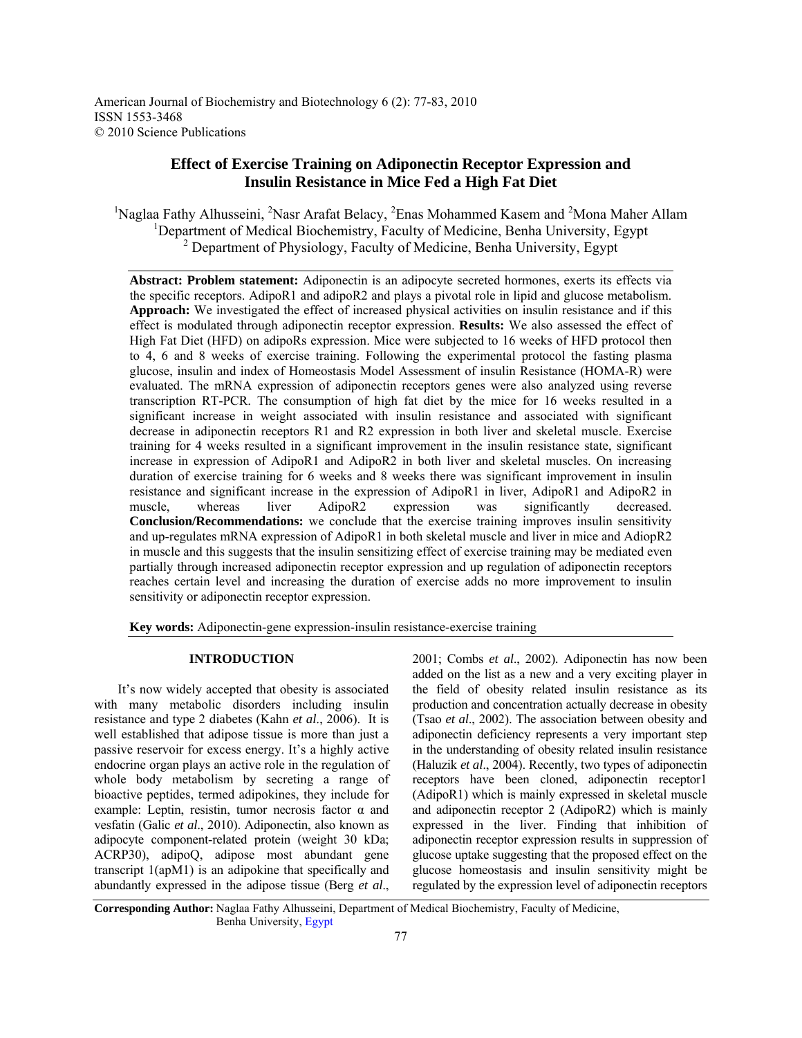American Journal of Biochemistry and Biotechnology 6 (2): 77-83, 2010
ISSN 1553-3468
© 2010 Science Publications

# Effect of Exercise Training on Adiponectin Receptor Expression and Insulin Resistance in Mice Fed a High Fat Diet

[1]Naglaa Fathy Alhusseini, [2]Nasr Arafat Belacy, [2]Enas Mohammed Kasem and [2]Mona Maher Allam
[1]Department of Medical Biochemistry, Faculty of Medicine, Benha University, Egypt
[2] Department of Physiology, Faculty of Medicine, Benha University, Egypt

**Abstract: Problem statement:** Adiponectin is an adipocyte secreted hormones, exerts its effects via the specific receptors. AdipoR1 and adipoR2 and plays a pivotal role in lipid and glucose metabolism. **Approach:** We investigated the effect of increased physical activities on insulin resistance and if this effect is modulated through adiponectin receptor expression. **Results:** We also assessed the effect of High Fat Diet (HFD) on adipoRs expression. Mice were subjected to 16 weeks of HFD protocol then to 4, 6 and 8 weeks of exercise training. Following the experimental protocol the fasting plasma glucose, insulin and index of Homeostasis Model Assessment of insulin Resistance (HOMA-R) were evaluated. The mRNA expression of adiponectin receptors genes were also analyzed using reverse transcription RT-PCR. The consumption of high fat diet by the mice for 16 weeks resulted in a significant increase in weight associated with insulin resistance and associated with significant decrease in adiponectin receptors R1 and R2 expression in both liver and skeletal muscle. Exercise training for 4 weeks resulted in a significant improvement in the insulin resistance state, significant increase in expression of AdipoR1 and AdipoR2 in both liver and skeletal muscles. On increasing duration of exercise training for 6 weeks and 8 weeks there was significant improvement in insulin resistance and significant increase in the expression of AdipoR1 in liver, AdipoR1 and AdipoR2 in muscle, whereas liver AdipoR2 expression was significantly decreased. **Conclusion/Recommendations:** we conclude that the exercise training improves insulin sensitivity and up-regulates mRNA expression of AdipoR1 in both skeletal muscle and liver in mice and AdiopR2 in muscle and this suggests that the insulin sensitizing effect of exercise training may be mediated even partially through increased adiponectin receptor expression and up regulation of adiponectin receptors reaches certain level and increasing the duration of exercise adds no more improvement to insulin sensitivity or adiponectin receptor expression.

**Key words:** Adiponectin-gene expression-insulin resistance-exercise training

## INTRODUCTION

It's now widely accepted that obesity is associated with many metabolic disorders including insulin resistance and type 2 diabetes (Kahn *et al*., 2006). It is well established that adipose tissue is more than just a passive reservoir for excess energy. It's a highly active endocrine organ plays an active role in the regulation of whole body metabolism by secreting a range of bioactive peptides, termed adipokines, they include for example: Leptin, resistin, tumor necrosis factor α and vesfatin (Galic *et al*., 2010). Adiponectin, also known as adipocyte component-related protein (weight 30 kDa; ACRP30), adipoQ, adipose most abundant gene transcript 1(apM1) is an adipokine that specifically and abundantly expressed in the adipose tissue (Berg *et al*., 2001; Combs *et al*., 2002). Adiponectin has now been added on the list as a new and a very exciting player in the field of obesity related insulin resistance as its production and concentration actually decrease in obesity (Tsao *et al*., 2002). The association between obesity and adiponectin deficiency represents a very important step in the understanding of obesity related insulin resistance (Haluzik *et al*., 2004). Recently, two types of adiponectin receptors have been cloned, adiponectin receptor1 (AdipoR1) which is mainly expressed in skeletal muscle and adiponectin receptor 2 (AdipoR2) which is mainly expressed in the liver. Finding that inhibition of adiponectin receptor expression results in suppression of glucose uptake suggesting that the proposed effect on the glucose homeostasis and insulin sensitivity might be regulated by the expression level of adiponectin receptors

**Corresponding Author:** Naglaa Fathy Alhusseini, Department of Medical Biochemistry, Faculty of Medicine, Benha University, Egypt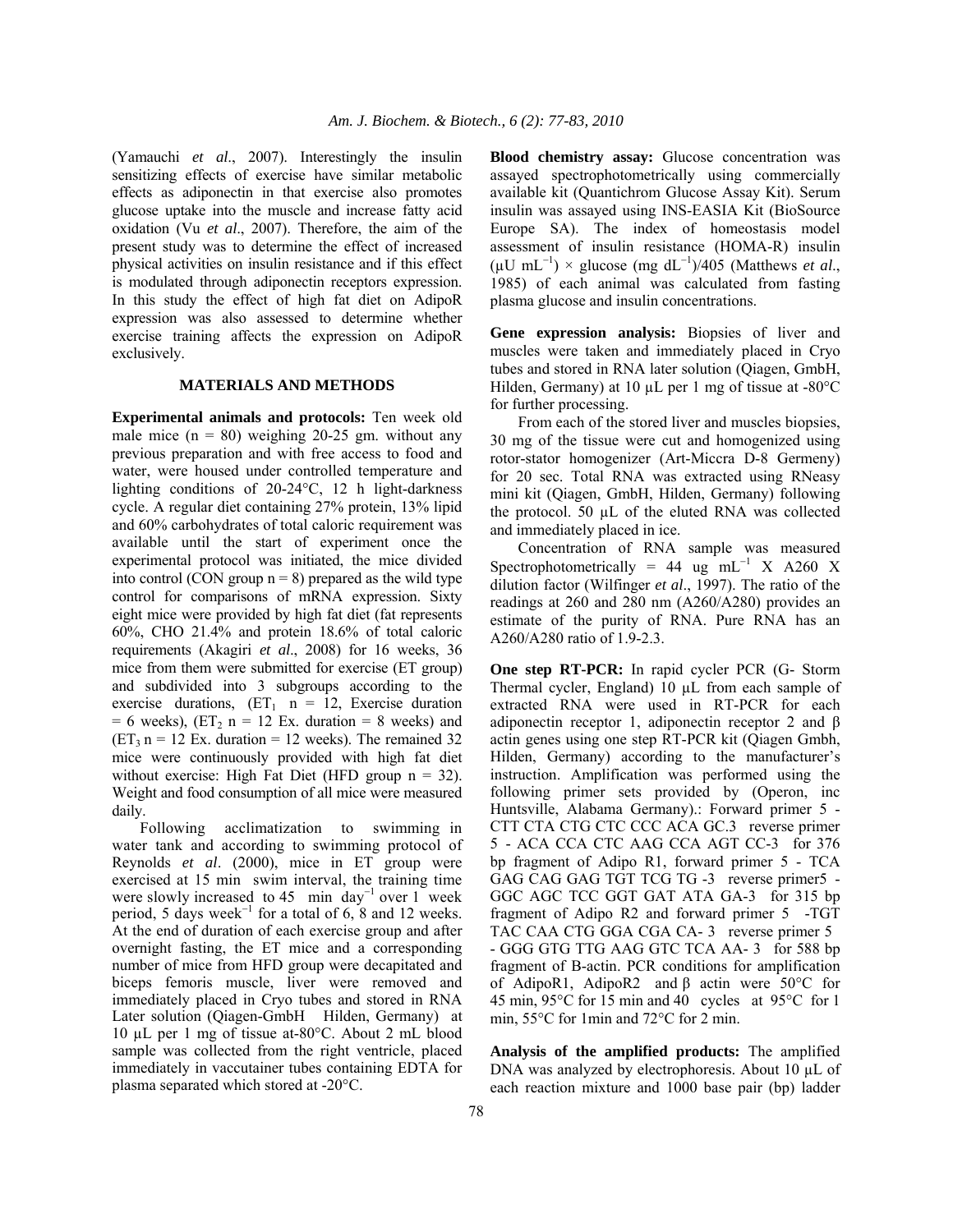(Yamauchi *et al*., 2007). Interestingly the insulin sensitizing effects of exercise have similar metabolic effects as adiponectin in that exercise also promotes glucose uptake into the muscle and increase fatty acid oxidation (Vu *et al*., 2007). Therefore, the aim of the present study was to determine the effect of increased physical activities on insulin resistance and if this effect is modulated through adiponectin receptors expression. In this study the effect of high fat diet on AdipoR expression was also assessed to determine whether exercise training affects the expression on AdipoR exclusively.

## MATERIALS AND METHODS

**Experimental animals and protocols:** Ten week old male mice (n = 80) weighing 20-25 gm. without any previous preparation and with free access to food and water, were housed under controlled temperature and lighting conditions of 20-24°C, 12 h light-darkness cycle. A regular diet containing 27% protein, 13% lipid and 60% carbohydrates of total caloric requirement was available until the start of experiment once the experimental protocol was initiated, the mice divided into control (CON group n = 8) prepared as the wild type control for comparisons of mRNA expression. Sixty eight mice were provided by high fat diet (fat represents 60%, CHO 21.4% and protein 18.6% of total caloric requirements (Akagiri *et al*., 2008) for 16 weeks, 36 mice from them were submitted for exercise (ET group) and subdivided into 3 subgroups according to the exercise durations, ($ET_1$ n = 12, Exercise duration = 6 weeks), ($ET_2$ n = 12 Ex. duration = 8 weeks) and ($ET_3$ n = 12 Ex. duration = 12 weeks). The remained 32 mice were continuously provided with high fat diet without exercise: High Fat Diet (HFD group n = 32). Weight and food consumption of all mice were measured daily.

Following acclimatization to swimming in water tank and according to swimming protocol of Reynolds *et al*. (2000), mice in ET group were exercised at 15 min swim interval, the training time were slowly increased to 45 min day$^{-1}$ over 1 week period, 5 days week$^{-1}$ for a total of 6, 8 and 12 weeks. At the end of duration of each exercise group and after overnight fasting, the ET mice and a corresponding number of mice from HFD group were decapitated and biceps femoris muscle, liver were removed and immediately placed in Cryo tubes and stored in RNA Later solution (Qiagen-GmbH Hilden, Germany) at 10 µL per 1 mg of tissue at-80°C. About 2 mL blood sample was collected from the right ventricle, placed immediately in vaccutainer tubes containing EDTA for plasma separated which stored at -20°C.

**Blood chemistry assay:** Glucose concentration was assayed spectrophotometrically using commercially available kit (Quantichrom Glucose Assay Kit). Serum insulin was assayed using INS-EASIA Kit (BioSource Europe SA). The index of homeostasis model assessment of insulin resistance (HOMA-R) insulin (µU mL$^{-1}$) × glucose (mg dL$^{-1}$)/405 (Matthews *et al*., 1985) of each animal was calculated from fasting plasma glucose and insulin concentrations.

**Gene expression analysis:** Biopsies of liver and muscles were taken and immediately placed in Cryo tubes and stored in RNA later solution (Qiagen, GmbH, Hilden, Germany) at 10 µL per 1 mg of tissue at -80°C for further processing.

From each of the stored liver and muscles biopsies, 30 mg of the tissue were cut and homogenized using rotor-stator homogenizer (Art-Miccra D-8 Germeny) for 20 sec. Total RNA was extracted using RNeasy mini kit (Qiagen, GmbH, Hilden, Germany) following the protocol. 50 µL of the eluted RNA was collected and immediately placed in ice.

Concentration of RNA sample was measured Spectrophotometrically = 44 ug mL$^{-1}$ X A260 X dilution factor (Wilfinger *et al*., 1997). The ratio of the readings at 260 and 280 nm (A260/A280) provides an estimate of the purity of RNA. Pure RNA has an A260/A280 ratio of 1.9-2.3.

**One step RT-PCR:** In rapid cycler PCR (G- Storm Thermal cycler, England) 10 µL from each sample of extracted RNA were used in RT-PCR for each adiponectin receptor 1, adiponectin receptor 2 and β actin genes using one step RT-PCR kit (Qiagen Gmbh, Hilden, Germany) according to the manufacturer's instruction. Amplification was performed using the following primer sets provided by (Operon, inc Huntsville, Alabama Germany).: Forward primer 5 - CTT CTA CTG CTC CCC ACA GC.3 reverse primer 5 - ACA CCA CTC AAG CCA AGT CC-3 for 376 bp fragment of Adipo R1, forward primer 5 - TCA GAG CAG GAG TGT TCG TG -3 reverse primer5 - GGC AGC TCC GGT GAT ATA GA-3 for 315 bp fragment of Adipo R2 and forward primer 5 -TGT TAC CAA CTG GGA CGA CA- 3 reverse primer 5 - GGG GTG TTG AAG GTC TCA AA- 3 for 588 bp fragment of B-actin. PCR conditions for amplification of AdipoR1, AdipoR2 and β actin were 50°C for 45 min, 95°C for 15 min and 40 cycles at 95°C for 1 min, 55°C for 1min and 72°C for 2 min.

**Analysis of the amplified products:** The amplified DNA was analyzed by electrophoresis. About 10 µL of each reaction mixture and 1000 base pair (bp) ladder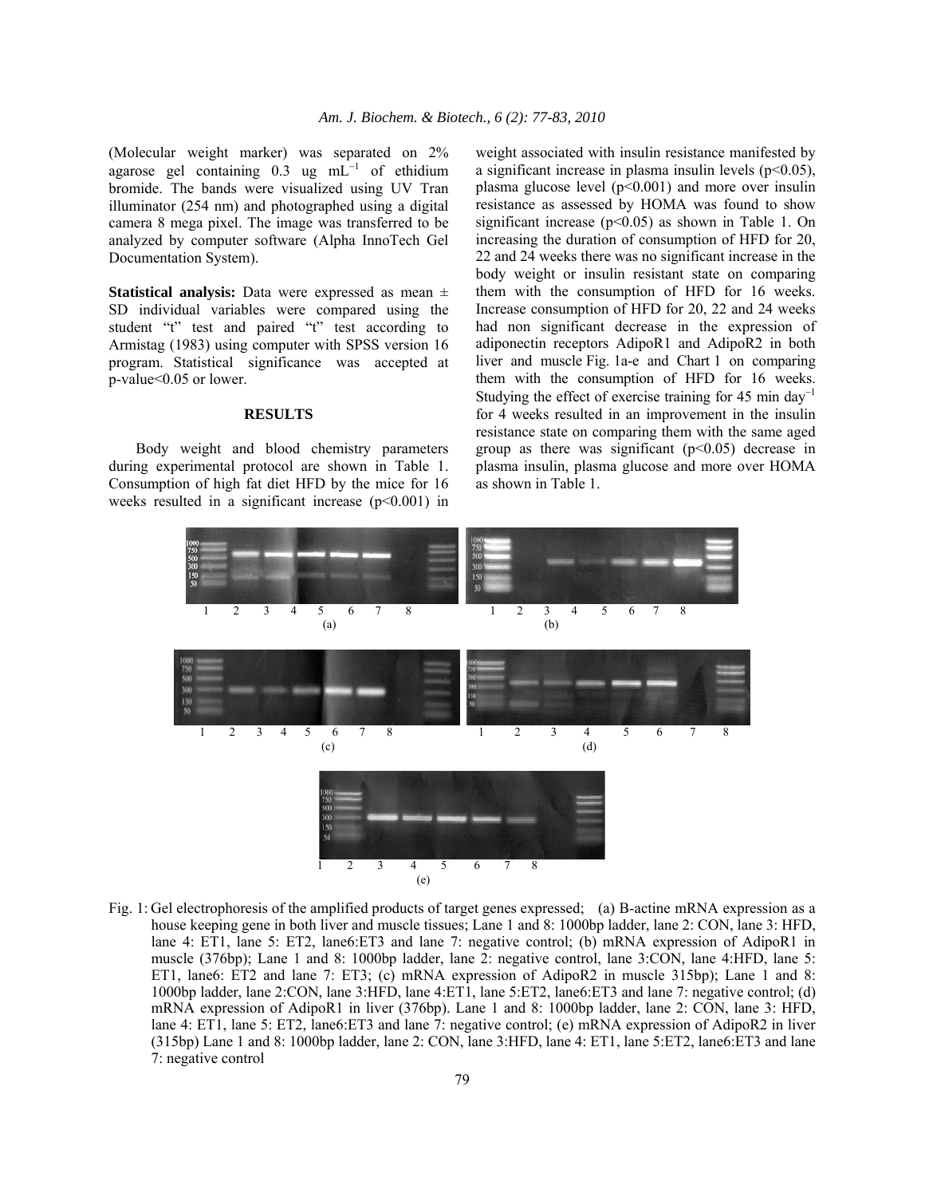(Molecular weight marker) was separated on 2% agarose gel containing 0.3 ug $mL^{-1}$ of ethidium bromide. The bands were visualized using UV Tran illuminator (254 nm) and photographed using a digital camera 8 mega pixel. The image was transferred to be analyzed by computer software (Alpha InnoTech Gel Documentation System).

**Statistical analysis:** Data were expressed as mean ± SD individual variables were compared using the student "t" test and paired "t" test according to Armistag (1983) using computer with SPSS version 16 program. Statistical significance was accepted at p-value<0.05 or lower.

## RESULTS

Body weight and blood chemistry parameters during experimental protocol are shown in Table 1. Consumption of high fat diet HFD by the mice for 16 weeks resulted in a significant increase ($p<0.001$) in weight associated with insulin resistance manifested by a significant increase in plasma insulin levels ($p<0.05$), plasma glucose level ($p<0.001$) and more over insulin resistance as assessed by HOMA was found to show significant increase ($p<0.05$) as shown in Table 1. On increasing the duration of consumption of HFD for 20, 22 and 24 weeks there was no significant increase in the body weight or insulin resistant state on comparing them with the consumption of HFD for 16 weeks. Increase consumption of HFD for 20, 22 and 24 weeks had non significant decrease in the expression of adiponectin receptors AdipoR1 and AdipoR2 in both liver and muscle Fig. 1a-e and Chart 1 on comparing them with the consumption of HFD for 16 weeks. Studying the effect of exercise training for 45 min $day^{-1}$ for 4 weeks resulted in an improvement in the insulin resistance state on comparing them with the same aged group as there was significant ($p<0.05$) decrease in plasma insulin, plasma glucose and more over HOMA as shown in Table 1.

Fig. 1: Gel electrophoresis of the amplified products of target genes expressed; (a) B-actine mRNA expression as a house keeping gene in both liver and muscle tissues; Lane 1 and 8: 1000bp ladder, lane 2: CON, lane 3: HFD, lane 4: ET1, lane 5: ET2, lane6:ET3 and lane 7: negative control; (b) mRNA expression of AdipoR1 in muscle (376bp); Lane 1 and 8: 1000bp ladder, lane 2: negative control, lane 3:CON, lane 4:HFD, lane 5: ET1, lane6: ET2 and lane 7: ET3; (c) mRNA expression of AdipoR2 in muscle 315bp); Lane 1 and 8: 1000bp ladder, lane 2:CON, lane 3:HFD, lane 4:ET1, lane 5:ET2, lane6:ET3 and lane 7: negative control; (d) mRNA expression of AdipoR1 in liver (376bp). Lane 1 and 8: 1000bp ladder, lane 2: CON, lane 3: HFD, lane 4: ET1, lane 5: ET2, lane6:ET3 and lane 7: negative control; (e) mRNA expression of AdipoR2 in liver (315bp) Lane 1 and 8: 1000bp ladder, lane 2: CON, lane 3:HFD, lane 4: ET1, lane 5:ET2, lane6:ET3 and lane 7: negative control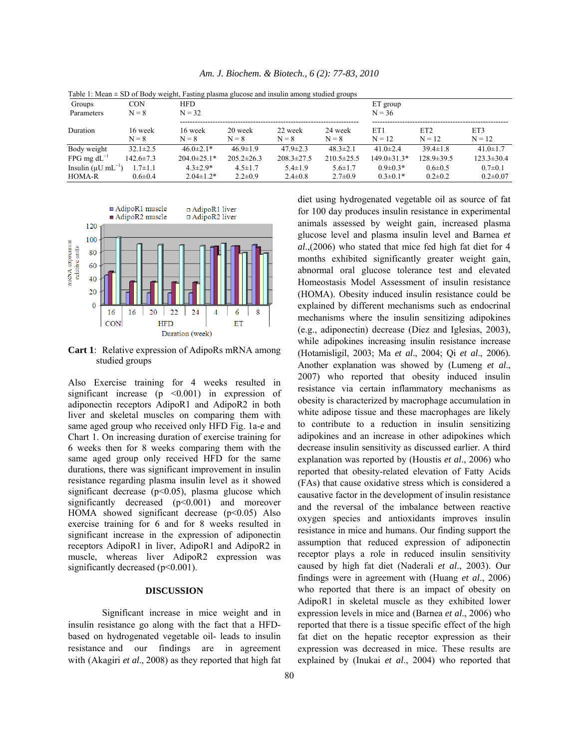Table 1: Mean ± SD of Body weight, Fasting plasma glucose and insulin among studied groups

| Groups Parameters | CON N = 8 | HFD N = 32 | | | | ET group N = 36 | | |
|---|---|---|---|---|---|---|---|---|
| Duration | 16 week N = 8 | 16 week N = 8 | 20 week N = 8 | 22 week N = 8 | 24 week N = 8 | ET1 N = 12 | ET2 N = 12 | ET3 N = 12 |
| Body weight | 32.1±2.5 | 46.0±2.1* | 46.9±1.9 | 47.9±2.3 | 48.3±2.1 | 41.0±2.4 | 39.4±1.8 | 41.0±1.7 |
| FPG mg $dL^{-1}$ | 142.6±7.3 | 204.0±25.1* | 205.2±26.3 | 208.3±27.5 | 210.5±25.5 | 149.0±31.3* | 128.9±39.5 | 123.3±30.4 |
| Insulin (μU $mL^{-1}$) | 1.7±1.1 | 4.3±2.9* | 4.5±1.7 | 5.4±1.9 | 5.6±1.7 | 0.9±0.3* | 0.6±0.5 | 0.7±0.1 |
| HOMA-R | 0.6±0.4 | 2.04±1.2* | 2.2±0.9 | 2.4±0.8 | 2.7±0.9 | 0.3±0.1* | 0.2±0.2 | 0.2±0.07 |

**Cart 1**: Relative expression of AdipoRs mRNA among studied groups

Also Exercise training for 4 weeks resulted in significant increase ($p < 0.001$) in expression of adiponectin receptors AdipoR1 and AdipoR2 in both liver and skeletal muscles on comparing them with same aged group who received only HFD Fig. 1a-e and Chart 1. On increasing duration of exercise training for 6 weeks then for 8 weeks comparing them with the same aged group only received HFD for the same durations, there was significant improvement in insulin resistance regarding plasma insulin level as it showed significant decrease ($p<0.05$), plasma glucose which significantly decreased ($p<0.001$) and moreover HOMA showed significant decrease ($p<0.05$) Also exercise training for 6 and for 8 weeks resulted in significant increase in the expression of adiponectin receptors AdipoR1 in liver, AdipoR1 and AdipoR2 in muscle, whereas liver AdipoR2 expression was significantly decreased ($p<0.001$).

## DISCUSSION

Significant increase in mice weight and in insulin resistance go along with the fact that a HFD-based on hydrogenated vegetable oil- leads to insulin resistance and our findings are in agreement with (Akagiri *et al*., 2008) as they reported that high fat diet using hydrogenated vegetable oil as source of fat for 100 day produces insulin resistance in experimental animals assessed by weight gain, increased plasma glucose level and plasma insulin level and Barnea *et al*.,(2006) who stated that mice fed high fat diet for 4 months exhibited significantly greater weight gain, abnormal oral glucose tolerance test and elevated Homeostasis Model Assessment of insulin resistance (HOMA). Obesity induced insulin resistance could be explained by different mechanisms such as endocrinal mechanisms where the insulin sensitizing adipokines (e.g., adiponectin) decrease (Diez and Iglesias, 2003), while adipokines increasing insulin resistance increase (Hotamisligil, 2003; Ma *et al*., 2004; Qi *et al*., 2006). Another explanation was showed by (Lumeng *et al*., 2007) who reported that obesity induced insulin resistance via certain inflammatory mechanisms as obesity is characterized by macrophage accumulation in white adipose tissue and these macrophages are likely to contribute to a reduction in insulin sensitizing adipokines and an increase in other adipokines which decrease insulin sensitivity as discussed earlier. A third explanation was reported by (Houstis *et al*., 2006) who reported that obesity-related elevation of Fatty Acids (FAs) that cause oxidative stress which is considered a causative factor in the development of insulin resistance and the reversal of the imbalance between reactive oxygen species and antioxidants improves insulin resistance in mice and humans. Our finding support the assumption that reduced expression of adiponectin receptor plays a role in reduced insulin sensitivity caused by high fat diet (Naderali *et al*., 2003). Our findings were in agreement with (Huang *et al*., 2006) who reported that there is an impact of obesity on AdipoR1 in skeletal muscle as they exhibited lower expression levels in mice and (Barnea *et al*., 2006) who reported that there is a tissue specific effect of the high fat diet on the hepatic receptor expression as their expression was decreased in mice. These results are explained by (Inukai *et al*., 2004) who reported that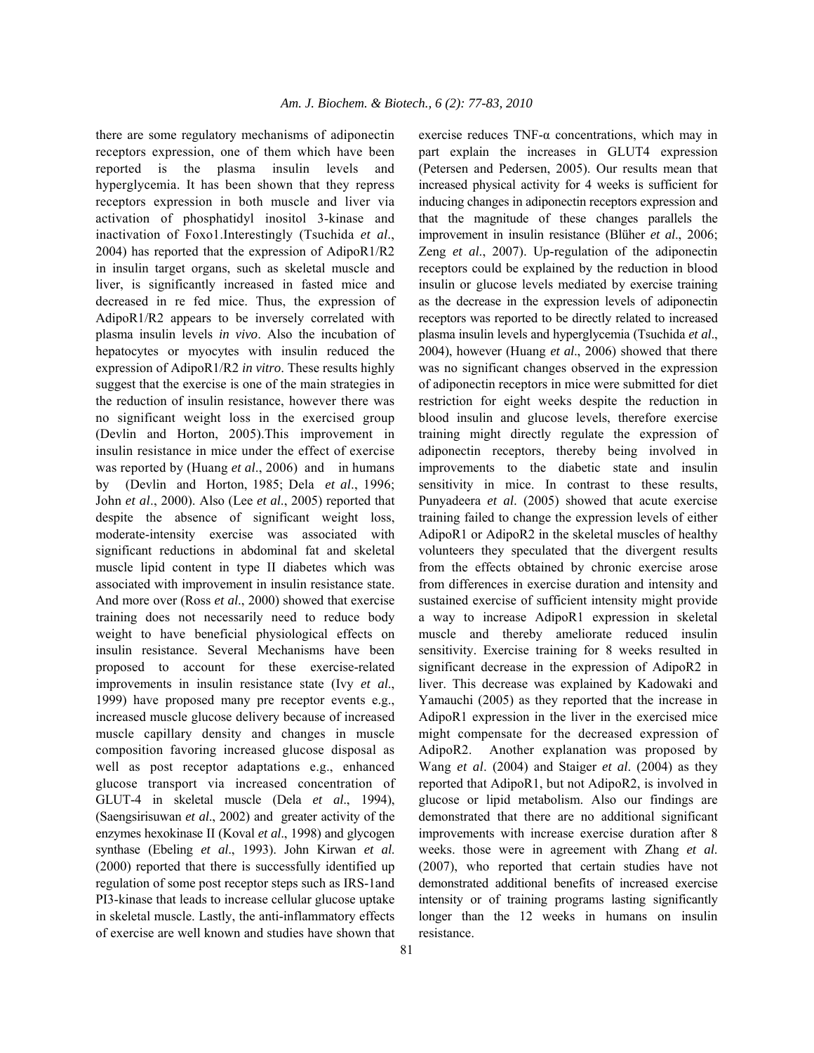there are some regulatory mechanisms of adiponectin receptors expression, one of them which have been reported is the plasma insulin levels and hyperglycemia. It has been shown that they repress receptors expression in both muscle and liver via activation of phosphatidyl inositol 3-kinase and inactivation of Foxo1.Interestingly (Tsuchida *et al*., 2004) has reported that the expression of AdipoR1/R2 in insulin target organs, such as skeletal muscle and liver, is significantly increased in fasted mice and decreased in re fed mice. Thus, the expression of AdipoR1/R2 appears to be inversely correlated with plasma insulin levels *in vivo*. Also the incubation of hepatocytes or myocytes with insulin reduced the expression of AdipoR1/R2 *in vitro*. These results highly suggest that the exercise is one of the main strategies in the reduction of insulin resistance, however there was no significant weight loss in the exercised group (Devlin and Horton, 2005).This improvement in insulin resistance in mice under the effect of exercise was reported by (Huang *et al*., 2006) and in humans by (Devlin and Horton, 1985; Dela *et al*., 1996; John *et al*., 2000). Also (Lee *et al*., 2005) reported that despite the absence of significant weight loss, moderate-intensity exercise was associated with significant reductions in abdominal fat and skeletal muscle lipid content in type II diabetes which was associated with improvement in insulin resistance state. And more over (Ross *et al*., 2000) showed that exercise training does not necessarily need to reduce body weight to have beneficial physiological effects on insulin resistance. Several Mechanisms have been proposed to account for these exercise-related improvements in insulin resistance state (Ivy *et al*., 1999) have proposed many pre receptor events e.g., increased muscle glucose delivery because of increased muscle capillary density and changes in muscle composition favoring increased glucose disposal as well as post receptor adaptations e.g., enhanced glucose transport via increased concentration of GLUT-4 in skeletal muscle (Dela *et al*., 1994), (Saengsirisuwan *et al*., 2002) and greater activity of the enzymes hexokinase II (Koval *et al*., 1998) and glycogen synthase (Ebeling *et al*., 1993). John Kirwan *et al*. (2000) reported that there is successfully identified up regulation of some post receptor steps such as IRS-1and PI3-kinase that leads to increase cellular glucose uptake in skeletal muscle. Lastly, the anti-inflammatory effects of exercise are well known and studies have shown that exercise reduces TNF-α concentrations, which may in part explain the increases in GLUT4 expression (Petersen and Pedersen, 2005). Our results mean that increased physical activity for 4 weeks is sufficient for inducing changes in adiponectin receptors expression and that the magnitude of these changes parallels the improvement in insulin resistance (Blüher *et al*., 2006; Zeng *et al*., 2007). Up-regulation of the adiponectin receptors could be explained by the reduction in blood insulin or glucose levels mediated by exercise training as the decrease in the expression levels of adiponectin receptors was reported to be directly related to increased plasma insulin levels and hyperglycemia (Tsuchida *et al*., 2004), however (Huang *et al*., 2006) showed that there was no significant changes observed in the expression of adiponectin receptors in mice were submitted for diet restriction for eight weeks despite the reduction in blood insulin and glucose levels, therefore exercise training might directly regulate the expression of adiponectin receptors, thereby being involved in improvements to the diabetic state and insulin sensitivity in mice. In contrast to these results, Punyadeera *et al*. (2005) showed that acute exercise training failed to change the expression levels of either AdipoR1 or AdipoR2 in the skeletal muscles of healthy volunteers they speculated that the divergent results from the effects obtained by chronic exercise arose from differences in exercise duration and intensity and sustained exercise of sufficient intensity might provide a way to increase AdipoR1 expression in skeletal muscle and thereby ameliorate reduced insulin sensitivity. Exercise training for 8 weeks resulted in significant decrease in the expression of AdipoR2 in liver. This decrease was explained by Kadowaki and Yamauchi (2005) as they reported that the increase in AdipoR1 expression in the liver in the exercised mice might compensate for the decreased expression of AdipoR2. Another explanation was proposed by Wang *et al*. (2004) and Staiger *et al*. (2004) as they reported that AdipoR1, but not AdipoR2, is involved in glucose or lipid metabolism. Also our findings are demonstrated that there are no additional significant improvements with increase exercise duration after 8 weeks. those were in agreement with Zhang *et al*. (2007), who reported that certain studies have not demonstrated additional benefits of increased exercise intensity or of training programs lasting significantly longer than the 12 weeks in humans on insulin resistance.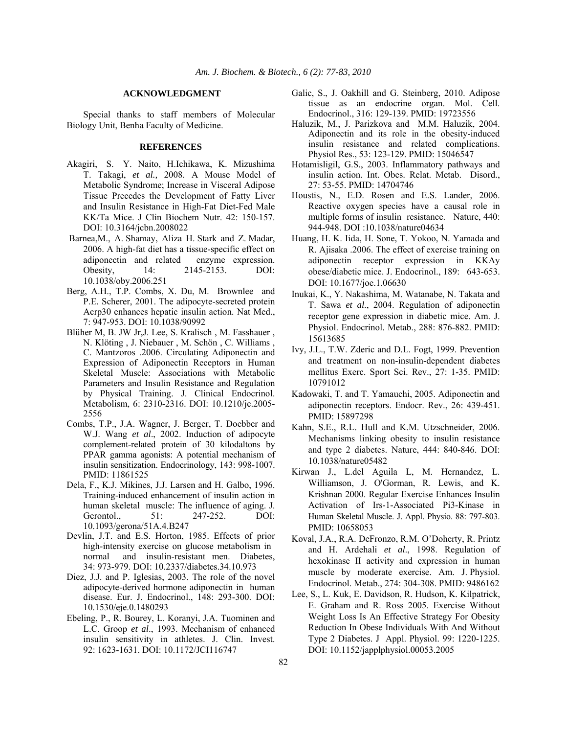## ACKNOWLEDGMENT

Special thanks to staff members of Molecular Biology Unit, Benha Faculty of Medicine.

## REFERENCES

Akagiri, S. Y. Naito, H.Ichikawa, K. Mizushima T. Takagi, *et al.,* 2008. A Mouse Model of Metabolic Syndrome; Increase in Visceral Adipose Tissue Precedes the Development of Fatty Liver and Insulin Resistance in High-Fat Diet-Fed Male KK/Ta Mice. J Clin Biochem Nutr. 42: 150-157. DOI: 10.3164/jcbn.2008022

Barnea,M., A. Shamay, Aliza H. Stark and Z. Madar, 2006. A high-fat diet has a tissue-specific effect on adiponectin and related enzyme expression. Obesity, 14: 2145-2153. DOI: 10.1038/oby.2006.251

Berg, A.H., T.P. Combs, X. Du, M. Brownlee and P.E. Scherer, 2001. The adipocyte-secreted protein Acrp30 enhances hepatic insulin action. Nat Med., 7: 947-953. DOI: 10.1038/90992

Blüher M, B. JW Jr,J. Lee, S. Kralisch , M. Fasshauer , N. Klöting , J. Niebauer , M. Schön , C. Williams , C. Mantzoros .2006. Circulating Adiponectin and Expression of Adiponectin Receptors in Human Skeletal Muscle: Associations with Metabolic Parameters and Insulin Resistance and Regulation by Physical Training. J. Clinical Endocrinol. Metabolism, 6: 2310-2316. DOI: 10.1210/jc.2005-2556

Combs, T.P., J.A. Wagner, J. Berger, T. Doebber and W.J. Wang *et al*., 2002. Induction of adipocyte complement-related protein of 30 kilodaltons by PPAR gamma agonists: A potential mechanism of insulin sensitization. Endocrinology, 143: 998-1007. PMID: 11861525

Dela, F., K.J. Mikines, J.J. Larsen and H. Galbo, 1996. Training-induced enhancement of insulin action in human skeletal muscle: The influence of aging. J. Gerontol., 51: 247-252. DOI: 10.1093/gerona/51A.4.B247

Devlin, J.T. and E.S. Horton, 1985. Effects of prior high-intensity exercise on glucose metabolism in normal and insulin-resistant men. Diabetes, 34: 973-979. DOI: 10.2337/diabetes.34.10.973

Diez, J.J. and P. Iglesias, 2003. The role of the novel adipocyte-derived hormone adiponectin in human disease. Eur. J. Endocrinol., 148: 293-300. DOI: 10.1530/eje.0.1480293

Ebeling, P., R. Bourey, L. Koranyi, J.A. Tuominen and L.C. Groop *et al*., 1993. Mechanism of enhanced insulin sensitivity in athletes. J. Clin. Invest. 92: 1623-1631. DOI: 10.1172/JCI116747

Galic, S., J. Oakhill and G. Steinberg, 2010. Adipose tissue as an endocrine organ. Mol. Cell. Endocrinol., 316: 129-139. PMID: 19723556

Haluzik, M., J. Parizkova and M.M. Haluzik, 2004. Adiponectin and its role in the obesity-induced insulin resistance and related complications. Physiol Res., 53: 123-129. PMID: 15046547

Hotamisligil, G.S., 2003. Inflammatory pathways and insulin action. Int. Obes. Relat. Metab. Disord., 27: 53-55. PMID: 14704746

Houstis, N., E.D. Rosen and E.S. Lander, 2006. Reactive oxygen species have a causal role in multiple forms of insulin resistance. Nature, 440: 944-948. DOI :10.1038/nature04634

Huang, H. K. Iida, H. Sone, T. Yokoo, N. Yamada and R. Ajisaka .2006. The effect of exercise training on adiponectin receptor expression in KKAy obese/diabetic mice. J. Endocrinol., 189: 643-653. DOI: 10.1677/joe.1.06630

Inukai, K., Y. Nakashima, M. Watanabe, N. Takata and T. Sawa *et al*., 2004. Regulation of adiponectin receptor gene expression in diabetic mice. Am. J. Physiol. Endocrinol. Metab., 288: 876-882. PMID: 15613685

Ivy, J.L., T.W. Zderic and D.L. Fogt, 1999. Prevention and treatment on non-insulin-dependent diabetes mellitus Exerc. Sport Sci. Rev., 27: 1-35. PMID: 10791012

Kadowaki, T. and T. Yamauchi, 2005. Adiponectin and adiponectin receptors. Endocr. Rev., 26: 439-451. PMID: 15897298

Kahn, S.E., R.L. Hull and K.M. Utzschneider, 2006. Mechanisms linking obesity to insulin resistance and type 2 diabetes. Nature, 444: 840-846. DOI: 10.1038/nature05482

Kirwan J., L.del Aguila L, M. Hernandez, L. Williamson, J. O'Gorman, R. Lewis, and K. Krishnan 2000. Regular Exercise Enhances Insulin Activation of Irs-1-Associated Pi3-Kinase in Human Skeletal Muscle. J. Appl. Physio. 88: 797-803. PMID: 10658053

Koval, J.A., R.A. DeFronzo, R.M. O'Doherty, R. Printz and H. Ardehali *et al*., 1998. Regulation of hexokinase II activity and expression in human muscle by moderate exercise. Am. J. Physiol. Endocrinol. Metab., 274: 304-308. PMID: 9486162

Lee, S., L. Kuk, E. Davidson, R. Hudson, K. Kilpatrick, E. Graham and R. Ross 2005. Exercise Without Weight Loss Is An Effective Strategy For Obesity Reduction In Obese Individuals With And Without Type 2 Diabetes. J Appl. Physiol. 99: 1220-1225. DOI: 10.1152/japplphysiol.00053.2005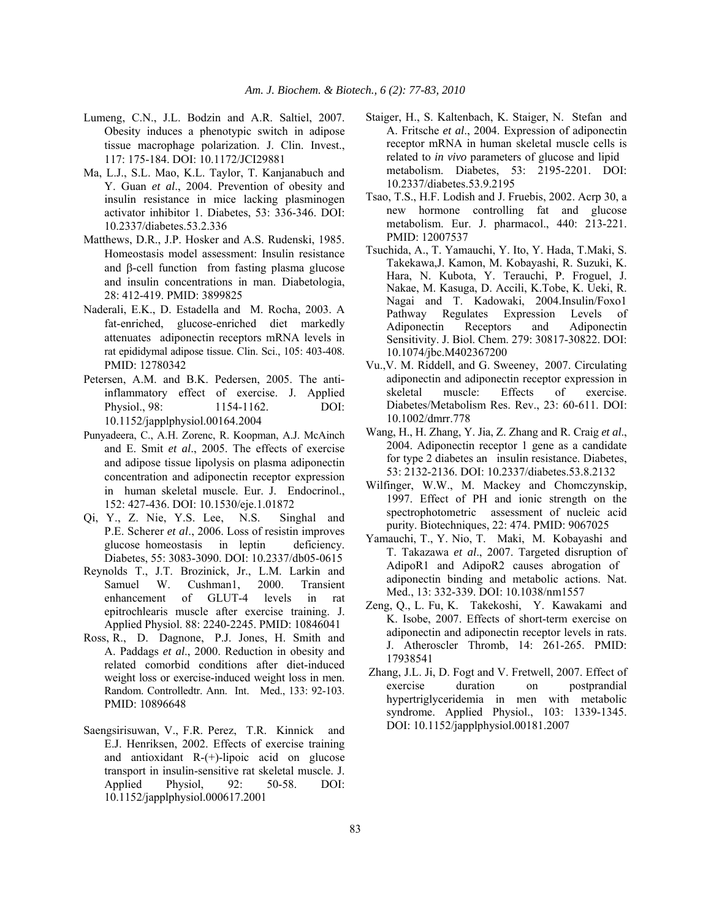Lumeng, C.N., J.L. Bodzin and A.R. Saltiel, 2007. Obesity induces a phenotypic switch in adipose tissue macrophage polarization. J. Clin. Invest., 117: 175-184. DOI: 10.1172/JCI29881

Ma, L.J., S.L. Mao, K.L. Taylor, T. Kanjanabuch and Y. Guan *et al*., 2004. Prevention of obesity and insulin resistance in mice lacking plasminogen activator inhibitor 1. Diabetes, 53: 336-346. DOI: 10.2337/diabetes.53.2.336

Matthews, D.R., J.P. Hosker and A.S. Rudenski, 1985. Homeostasis model assessment: Insulin resistance and β-cell function from fasting plasma glucose and insulin concentrations in man. Diabetologia, 28: 412-419. PMID: 3899825

Naderali, E.K., D. Estadella and M. Rocha, 2003. A fat-enriched, glucose-enriched diet markedly attenuates adiponectin receptors mRNA levels in rat epididymal adipose tissue. Clin. Sci., 105: 403-408. PMID: 12780342

Petersen, A.M. and B.K. Pedersen, 2005. The anti-inflammatory effect of exercise. J. Applied Physiol., 98: 1154-1162. DOI: 10.1152/japplphysiol.00164.2004

Punyadeera, C., A.H. Zorenc, R. Koopman, A.J. McAinch and E. Smit *et al*., 2005. The effects of exercise and adipose tissue lipolysis on plasma adiponectin concentration and adiponectin receptor expression in human skeletal muscle. Eur. J. Endocrinol., 152: 427-436. DOI: 10.1530/eje.1.01872

Qi, Y., Z. Nie, Y.S. Lee, N.S. Singhal and P.E. Scherer *et al*., 2006. Loss of resistin improves glucose homeostasis in leptin deficiency. Diabetes, 55: 3083-3090. DOI: 10.2337/db05-0615

Reynolds T., J.T. Brozinick, Jr., L.M. Larkin and Samuel W. Cushman1, 2000. Transient enhancement of GLUT-4 levels in rat epitrochlearis muscle after exercise training. J. Applied Physiol. 88: 2240-2245. PMID: 10846041

Ross, R., D. Dagnone, P.J. Jones, H. Smith and A. Paddags *et al*., 2000. Reduction in obesity and related comorbid conditions after diet-induced weight loss or exercise-induced weight loss in men. Random. Controlledtr. Ann. Int. Med., 133: 92-103. PMID: 10896648

Saengsirisuwan, V., F.R. Perez, T.R. Kinnick and E.J. Henriksen, 2002. Effects of exercise training and antioxidant R-(+)-lipoic acid on glucose transport in insulin-sensitive rat skeletal muscle. J. Applied Physiol, 92: 50-58. DOI: 10.1152/japplphysiol.000617.2001

Staiger, H., S. Kaltenbach, K. Staiger, N. Stefan and A. Fritsche *et al*., 2004. Expression of adiponectin receptor mRNA in human skeletal muscle cells is related to *in vivo* parameters of glucose and lipid metabolism. Diabetes, 53: 2195-2201. DOI: 10.2337/diabetes.53.9.2195

Tsao, T.S., H.F. Lodish and J. Fruebis, 2002. Acrp 30, a new hormone controlling fat and glucose metabolism. Eur. J. pharmacol., 440: 213-221. PMID: 12007537

Tsuchida, A., T. Yamauchi, Y. Ito, Y. Hada, T.Maki, S. Takekawa,J. Kamon, M. Kobayashi, R. Suzuki, K. Hara, N. Kubota, Y. Terauchi, P. Froguel, J. Nakae, M. Kasuga, D. Accili, K.Tobe, K. Ueki, R. Nagai and T. Kadowaki, 2004.Insulin/Foxo1 Pathway Regulates Expression Levels of Adiponectin Receptors and Adiponectin Sensitivity. J. Biol. Chem. 279: 30817-30822. DOI: 10.1074/jbc.M402367200

Vu.,V. M. Riddell, and G. Sweeney, 2007. Circulating adiponectin and adiponectin receptor expression in skeletal muscle: Effects of exercise. Diabetes/Metabolism Res. Rev., 23: 60-611. DOI: 10.1002/dmrr.778

Wang, H., H. Zhang, Y. Jia, Z. Zhang and R. Craig *et al*., 2004. Adiponectin receptor 1 gene as a candidate for type 2 diabetes an insulin resistance. Diabetes, 53: 2132-2136. DOI: 10.2337/diabetes.53.8.2132

Wilfinger, W.W., M. Mackey and Chomczynskip, 1997. Effect of PH and ionic strength on the spectrophotometric assessment of nucleic acid purity. Biotechniques, 22: 474. PMID: 9067025

Yamauchi, T., Y. Nio, T. Maki, M. Kobayashi and T. Takazawa *et al*., 2007. Targeted disruption of AdipoR1 and AdipoR2 causes abrogation of adiponectin binding and metabolic actions. Nat. Med., 13: 332-339. DOI: 10.1038/nm1557

Zeng, Q., L. Fu, K. Takekoshi, Y. Kawakami and K. Isobe, 2007. Effects of short-term exercise on adiponectin and adiponectin receptor levels in rats. J. Atheroscler Thromb, 14: 261-265. PMID: 17938541

Zhang, J.L. Ji, D. Fogt and V. Fretwell, 2007. Effect of exercise duration on postprandial hypertriglyceridemia in men with metabolic syndrome. Applied Physiol., 103: 1339-1345. DOI: 10.1152/japplphysiol.00181.2007